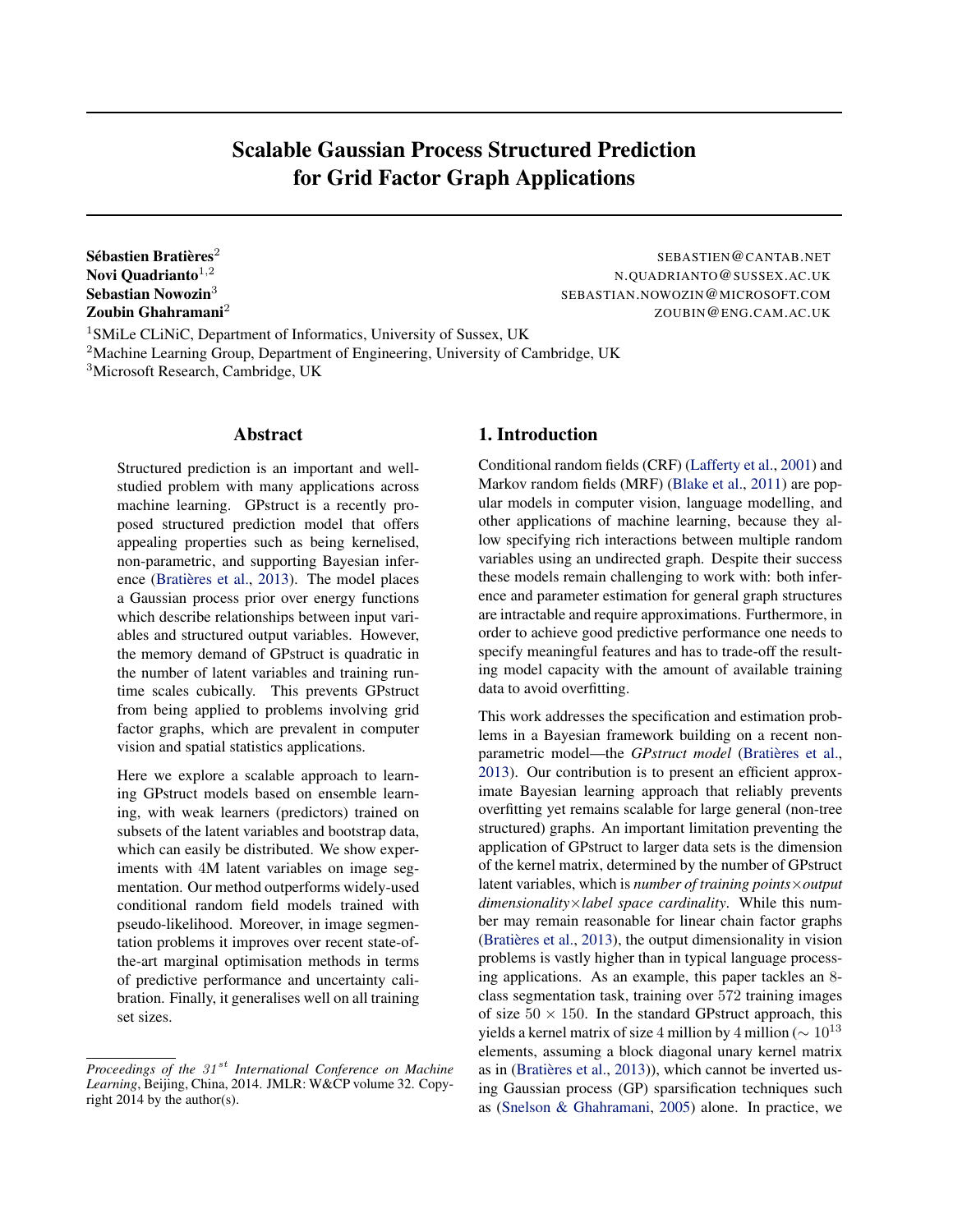# Scalable Gaussian Process Structured Prediction for Grid Factor Graph Applications

**Sébastien Bratières**[2] SEBASTIEN@CANTAB.NET
**Novi Quadrianto**[1,2] N.QUADRIANTO@SUSSEX.AC.UK
**Sebastian Nowozin**[3] SEBASTIAN.NOWOZIN@MICROSOFT.COM
**Zoubin Ghahramani**[2] ZOUBIN@ENG.CAM.AC.UK

[1]SMiLe CLiNiC, Department of Informatics, University of Sussex, UK
[2]Machine Learning Group, Department of Engineering, University of Cambridge, UK
[3]Microsoft Research, Cambridge, UK

## Abstract

Structured prediction is an important and well-studied problem with many applications across machine learning. GPstruct is a recently proposed structured prediction model that offers appealing properties such as being kernelised, non-parametric, and supporting Bayesian inference (Bratières et al., 2013). The model places a Gaussian process prior over energy functions which describe relationships between input variables and structured output variables. However, the memory demand of GPstruct is quadratic in the number of latent variables and training runtime scales cubically. This prevents GPstruct from being applied to problems involving grid factor graphs, which are prevalent in computer vision and spatial statistics applications.

Here we explore a scalable approach to learning GPstruct models based on ensemble learning, with weak learners (predictors) trained on subsets of the latent variables and bootstrap data, which can easily be distributed. We show experiments with 4M latent variables on image segmentation. Our method outperforms widely-used conditional random field models trained with pseudo-likelihood. Moreover, in image segmentation problems it improves over recent state-of-the-art marginal optimisation methods in terms of predictive performance and uncertainty calibration. Finally, it generalises well on all training set sizes.

## 1. Introduction

Conditional random fields (CRF) (Lafferty et al., 2001) and Markov random fields (MRF) (Blake et al., 2011) are popular models in computer vision, language modelling, and other applications of machine learning, because they allow specifying rich interactions between multiple random variables using an undirected graph. Despite their success these models remain challenging to work with: both inference and parameter estimation for general graph structures are intractable and require approximations. Furthermore, in order to achieve good predictive performance one needs to specify meaningful features and has to trade-off the resulting model capacity with the amount of available training data to avoid overfitting.

This work addresses the specification and estimation problems in a Bayesian framework building on a recent non-parametric model—the *GPstruct model* (Bratières et al., 2013). Our contribution is to present an efficient approximate Bayesian learning approach that reliably prevents overfitting yet remains scalable for large general (non-tree structured) graphs. An important limitation preventing the application of GPstruct to larger data sets is the dimension of the kernel matrix, determined by the number of GPstruct latent variables, which is *number of training points*$\times$*output dimensionality*$\times$*label space cardinality*. While this number may remain reasonable for linear chain factor graphs (Bratières et al., 2013), the output dimensionality in vision problems is vastly higher than in typical language processing applications. As an example, this paper tackles an 8-class segmentation task, training over 572 training images of size $50 \times 150$. In the standard GPstruct approach, this yields a kernel matrix of size 4 million by 4 million ($\sim 10^{13}$ elements, assuming a block diagonal unary kernel matrix as in (Bratières et al., 2013)), which cannot be inverted using Gaussian process (GP) sparsification techniques such as (Snelson & Ghahramani, 2005) alone. In practice, we

*Proceedings of the 31st International Conference on Machine Learning*, Beijing, China, 2014. JMLR: W&CP volume 32. Copyright 2014 by the author(s).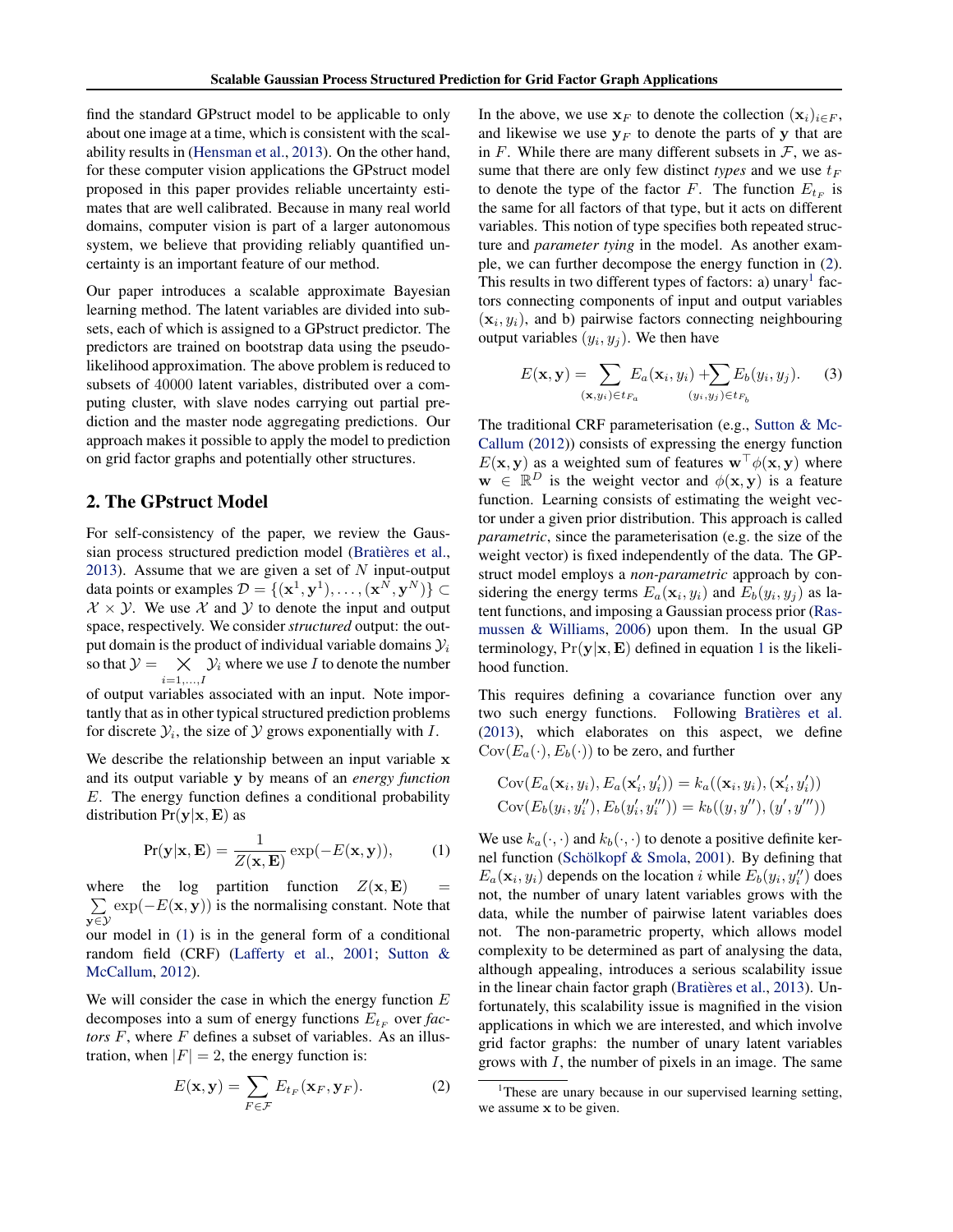find the standard GPstruct model to be applicable to only about one image at a time, which is consistent with the scalability results in (Hensman et al., 2013). On the other hand, for these computer vision applications the GPstruct model proposed in this paper provides reliable uncertainty estimates that are well calibrated. Because in many real world domains, computer vision is part of a larger autonomous system, we believe that providing reliably quantified uncertainty is an important feature of our method.

Our paper introduces a scalable approximate Bayesian learning method. The latent variables are divided into subsets, each of which is assigned to a GPstruct predictor. The predictors are trained on bootstrap data using the pseudo-likelihood approximation. The above problem is reduced to subsets of 40000 latent variables, distributed over a computing cluster, with slave nodes carrying out partial prediction and the master node aggregating predictions. Our approach makes it possible to apply the model to prediction on grid factor graphs and potentially other structures.

## 2. The GPstruct Model

For self-consistency of the paper, we review the Gaussian process structured prediction model (Bratières et al., 2013). Assume that we are given a set of $N$ input-output data points or examples $\mathcal{D} = \{(\mathbf{x}^1, \mathbf{y}^1), \ldots, (\mathbf{x}^N, \mathbf{y}^N)\} \subset \mathcal{X} \times \mathcal{Y}$. We use $\mathcal{X}$ and $\mathcal{Y}$ to denote the input and output space, respectively. We consider *structured* output: the output domain is the product of individual variable domains $\mathcal{Y}_i$ so that $\mathcal{Y} = \bigtimes_{i=1,\ldots,I} \mathcal{Y}_i$ where we use $I$ to denote the number of output variables associated with an input. Note importantly that as in other typical structured prediction problems for discrete $\mathcal{Y}_i$, the size of $\mathcal{Y}$ grows exponentially with $I$.

We describe the relationship between an input variable $\mathbf{x}$ and its output variable $\mathbf{y}$ by means of an *energy function* $E$. The energy function defines a conditional probability distribution $\Pr(\mathbf{y}|\mathbf{x}, \mathbf{E})$ as

$$\Pr(\mathbf{y}|\mathbf{x}, \mathbf{E}) = \frac{1}{Z(\mathbf{x}, \mathbf{E})} \exp(-E(\mathbf{x}, \mathbf{y})), \qquad (1)$$

where the log partition function $Z(\mathbf{x}, \mathbf{E}) = \sum_{\mathbf{y} \in \mathcal{Y}} \exp(-E(\mathbf{x}, \mathbf{y}))$ is the normalising constant. Note that our model in (1) is in the general form of a conditional random field (CRF) (Lafferty et al., 2001; Sutton & McCallum, 2012).

We will consider the case in which the energy function $E$ decomposes into a sum of energy functions $E_{t_F}$ over *factors* $F$, where $F$ defines a subset of variables. As an illustration, when $|F| = 2$, the energy function is:

$$E(\mathbf{x}, \mathbf{y}) = \sum_{F \in \mathcal{F}} E_{t_F}(\mathbf{x}_F, \mathbf{y}_F). \qquad (2)$$

In the above, we use $\mathbf{x}_F$ to denote the collection $(\mathbf{x}_i)_{i \in F}$, and likewise we use $\mathbf{y}_F$ to denote the parts of $\mathbf{y}$ that are in $F$. While there are many different subsets in $\mathcal{F}$, we assume that there are only few distinct *types* and we use $t_F$ to denote the type of the factor $F$. The function $E_{t_F}$ is the same for all factors of that type, but it acts on different variables. This notion of type specifies both repeated structure and *parameter tying* in the model. As another example, we can further decompose the energy function in (2). This results in two different types of factors: a) unary[1] factors connecting components of input and output variables $(\mathbf{x}_i, y_i)$, and b) pairwise factors connecting neighbouring output variables $(y_i, y_j)$. We then have

$$E(\mathbf{x}, \mathbf{y}) = \sum_{(\mathbf{x}_i, y_i) \in t_{F_a}} E_a(\mathbf{x}_i, y_i) + \sum_{(y_i, y_j) \in t_{F_b}} E_b(y_i, y_j). \qquad (3)$$

The traditional CRF parameterisation (e.g., Sutton & McCallum (2012)) consists of expressing the energy function $E(\mathbf{x}, \mathbf{y})$ as a weighted sum of features $\mathbf{w}^\top \phi(\mathbf{x}, \mathbf{y})$ where $\mathbf{w} \in \mathbb{R}^D$ is the weight vector and $\phi(\mathbf{x}, \mathbf{y})$ is a feature function. Learning consists of estimating the weight vector under a given prior distribution. This approach is called *parametric*, since the parameterisation (e.g. the size of the weight vector) is fixed independently of the data. The GPstruct model employs a *non-parametric* approach by considering the energy terms $E_a(\mathbf{x}_i, y_i)$ and $E_b(y_i, y_j)$ as latent functions, and imposing a Gaussian process prior (Rasmussen & Williams, 2006) upon them. In the usual GP terminology, $\Pr(\mathbf{y}|\mathbf{x}, \mathbf{E})$ defined in equation 1 is the likelihood function.

This requires defining a covariance function over any two such energy functions. Following Bratières et al. (2013), which elaborates on this aspect, we define $\mathrm{Cov}(E_a(\cdot), E_b(\cdot))$ to be zero, and further

$$\mathrm{Cov}(E_a(\mathbf{x}_i, y_i), E_a(\mathbf{x}'_i, y'_i)) = k_a((\mathbf{x}_i, y_i), (\mathbf{x}'_i, y'_i))$$
$$\mathrm{Cov}(E_b(y_i, y''_i), E_b(y'_i, y'''_i)) = k_b((y, y''), (y', y'''))$$

We use $k_a(\cdot, \cdot)$ and $k_b(\cdot, \cdot)$ to denote a positive definite kernel function (Schölkopf & Smola, 2001). By defining that $E_a(\mathbf{x}_i, y_i)$ depends on the location $i$ while $E_b(y_i, y''_i)$ does not, the number of unary latent variables grows with the data, while the number of pairwise latent variables does not. The non-parametric property, which allows model complexity to be determined as part of analysing the data, although appealing, introduces a serious scalability issue in the linear chain factor graph (Bratières et al., 2013). Unfortunately, this scalability issue is magnified in the vision applications in which we are interested, and which involve grid factor graphs: the number of unary latent variables grows with $I$, the number of pixels in an image. The same

[1] These are unary because in our supervised learning setting, we assume $\mathbf{x}$ to be given.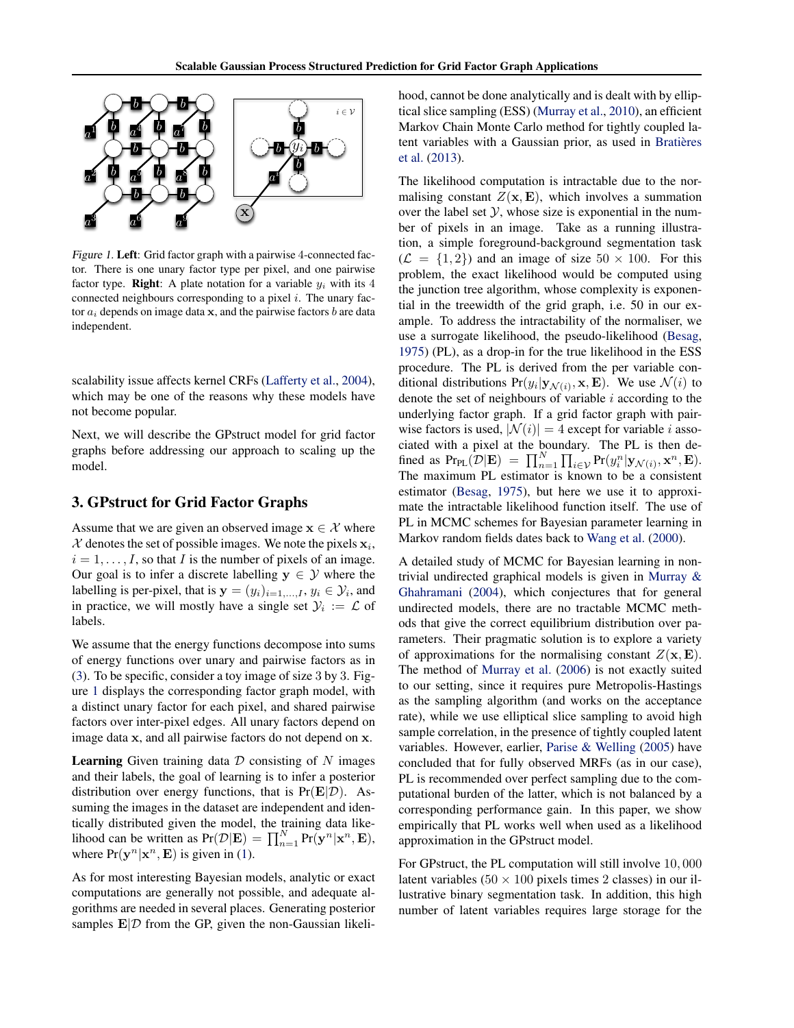*Figure 1.* **Left**: Grid factor graph with a pairwise 4-connected factor. There is one unary factor type per pixel, and one pairwise factor type. **Right**: A plate notation for a variable $y_i$ with its 4 connected neighbours corresponding to a pixel $i$. The unary factor $a_i$ depends on image data $\mathbf{x}$, and the pairwise factors $b$ are data independent.

scalability issue affects kernel CRFs (Lafferty et al., 2004), which may be one of the reasons why these models have not become popular.

Next, we will describe the GPstruct model for grid factor graphs before addressing our approach to scaling up the model.

## 3. GPstruct for Grid Factor Graphs

Assume that we are given an observed image $\mathbf{x} \in \mathcal{X}$ where $\mathcal{X}$ denotes the set of possible images. We note the pixels $\mathbf{x}_i$, $i = 1, \ldots, I$, so that $I$ is the number of pixels of an image. Our goal is to infer a discrete labelling $\mathbf{y} \in \mathcal{Y}$ where the labelling is per-pixel, that is $\mathbf{y} = (y_i)_{i=1,\ldots,I}$, $y_i \in \mathcal{Y}_i$, and in practice, we will mostly have a single set $\mathcal{Y}_i := \mathcal{L}$ of labels.

We assume that the energy functions decompose into sums of energy functions over unary and pairwise factors as in (3). To be specific, consider a toy image of size 3 by 3. Figure 1 displays the corresponding factor graph model, with a distinct unary factor for each pixel, and shared pairwise factors over inter-pixel edges. All unary factors depend on image data $\mathbf{x}$, and all pairwise factors do not depend on $\mathbf{x}$.

**Learning** Given training data $\mathcal{D}$ consisting of $N$ images and their labels, the goal of learning is to infer a posterior distribution over energy functions, that is $\Pr(\mathbf{E}|\mathcal{D})$. Assuming the images in the dataset are independent and identically distributed given the model, the training data likelihood can be written as $\Pr(\mathcal{D}|\mathbf{E}) = \prod_{n=1}^{N} \Pr(\mathbf{y}^n|\mathbf{x}^n, \mathbf{E})$, where $\Pr(\mathbf{y}^n|\mathbf{x}^n, \mathbf{E})$ is given in (1).

As for most interesting Bayesian models, analytic or exact computations are generally not possible, and adequate algorithms are needed in several places. Generating posterior samples $\mathbf{E}|\mathcal{D}$ from the GP, given the non-Gaussian likelihood, cannot be done analytically and is dealt with by elliptical slice sampling (ESS) (Murray et al., 2010), an efficient Markov Chain Monte Carlo method for tightly coupled latent variables with a Gaussian prior, as used in Bratières et al. (2013).

The likelihood computation is intractable due to the normalising constant $Z(\mathbf{x}, \mathbf{E})$, which involves a summation over the label set $\mathcal{Y}$, whose size is exponential in the number of pixels in an image. Take as a running illustration, a simple foreground-background segmentation task ($\mathcal{L} = \{1, 2\}$) and an image of size $50 \times 100$. For this problem, the exact likelihood would be computed using the junction tree algorithm, whose complexity is exponential in the treewidth of the grid graph, i.e. 50 in our example. To address the intractability of the normaliser, we use a surrogate likelihood, the pseudo-likelihood (Besag, 1975) (PL), as a drop-in for the true likelihood in the ESS procedure. The PL is derived from the per variable conditional distributions $\Pr(y_i|\mathbf{y}_{\mathcal{N}(i)}, \mathbf{x}, \mathbf{E})$. We use $\mathcal{N}(i)$ to denote the set of neighbours of variable $i$ according to the underlying factor graph. If a grid factor graph with pairwise factors is used, $|\mathcal{N}(i)| = 4$ except for variable $i$ associated with a pixel at the boundary. The PL is then defined as $\Pr_{\text{PL}}(\mathcal{D}|\mathbf{E}) = \prod_{n=1}^{N} \prod_{i \in \mathcal{V}} \Pr(y_i^n|\mathbf{y}_{\mathcal{N}(i)}, \mathbf{x}^n, \mathbf{E})$. The maximum PL estimator is known to be a consistent estimator (Besag, 1975), but here we use it to approximate the intractable likelihood function itself. The use of PL in MCMC schemes for Bayesian parameter learning in Markov random fields dates back to Wang et al. (2000).

A detailed study of MCMC for Bayesian learning in non-trivial undirected graphical models is given in Murray & Ghahramani (2004), which conjectures that for general undirected models, there are no tractable MCMC methods that give the correct equilibrium distribution over parameters. Their pragmatic solution is to explore a variety of approximations for the normalising constant $Z(\mathbf{x}, \mathbf{E})$. The method of Murray et al. (2006) is not exactly suited to our setting, since it requires pure Metropolis-Hastings as the sampling algorithm (and works on the acceptance rate), while we use elliptical slice sampling to avoid high sample correlation, in the presence of tightly coupled latent variables. However, earlier, Parise & Welling (2005) have concluded that for fully observed MRFs (as in our case), PL is recommended over perfect sampling due to the computational burden of the latter, which is not balanced by a corresponding performance gain. In this paper, we show empirically that PL works well when used as a likelihood approximation in the GPstruct model.

For GPstruct, the PL computation will still involve 10,000 latent variables ($50 \times 100$ pixels times 2 classes) in our illustrative binary segmentation task. In addition, this high number of latent variables requires large storage for the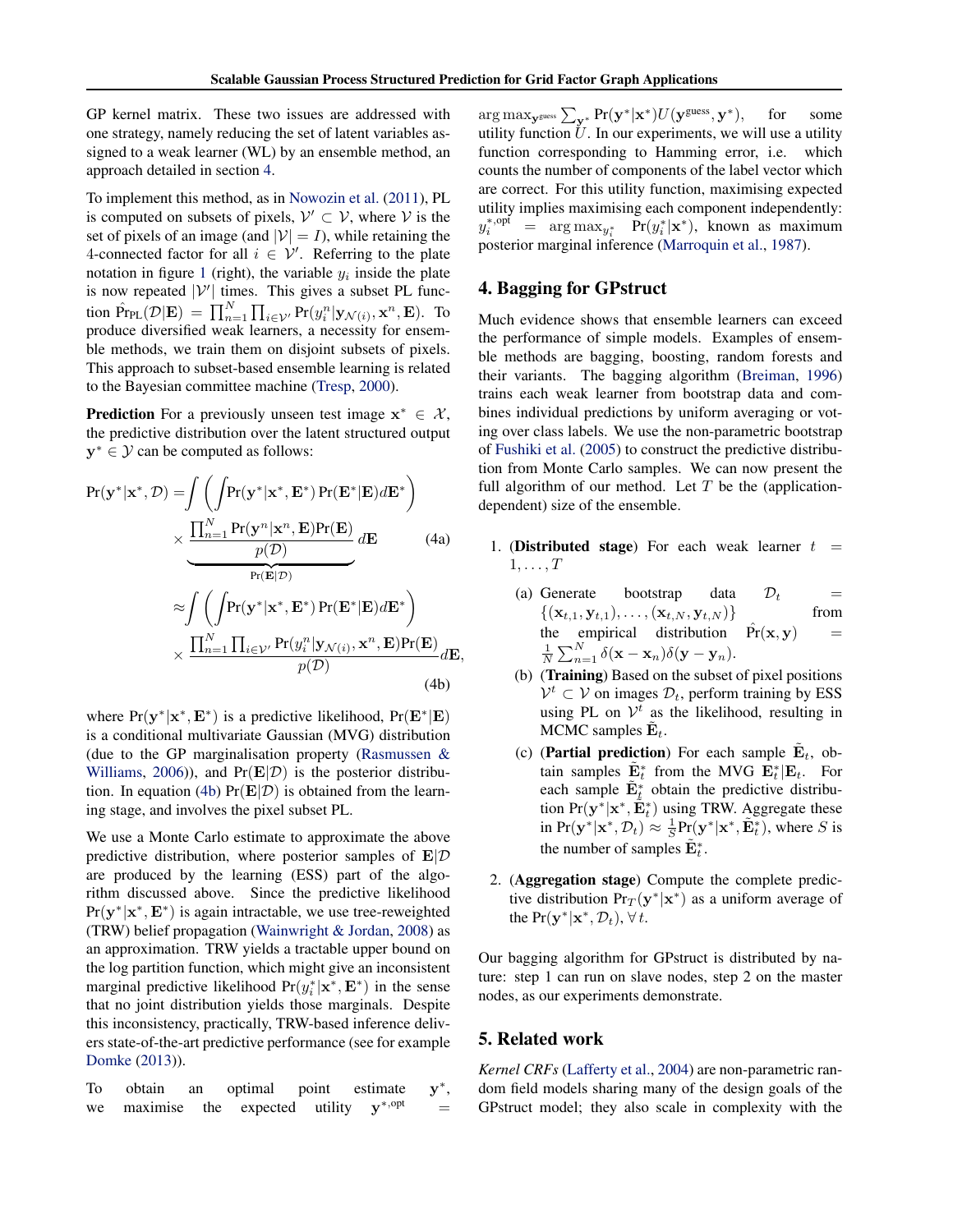GP kernel matrix. These two issues are addressed with one strategy, namely reducing the set of latent variables assigned to a weak learner (WL) by an ensemble method, an approach detailed in section 4.

To implement this method, as in Nowozin et al. (2011), PL is computed on subsets of pixels, $\mathcal{V}' \subset \mathcal{V}$, where $\mathcal{V}$ is the set of pixels of an image (and $|\mathcal{V}| = I$), while retaining the 4-connected factor for all $i \in \mathcal{V}'$. Referring to the plate notation in figure 1 (right), the variable $y_i$ inside the plate is now repeated $|\mathcal{V}'|$ times. This gives a subset PL function $\hat{\Pr}_{\text{PL}}(\mathcal{D}|\mathbf{E}) = \prod_{n=1}^{N} \prod_{i \in \mathcal{V}'} \Pr(y_i^n | \mathbf{y}_{\mathcal{N}(i)}, \mathbf{x}^n, \mathbf{E})$. To produce diversified weak learners, a necessity for ensemble methods, we train them on disjoint subsets of pixels. This approach to subset-based ensemble learning is related to the Bayesian committee machine (Tresp, 2000).

**Prediction** For a previously unseen test image $\mathbf{x}^* \in \mathcal{X}$, the predictive distribution over the latent structured output $\mathbf{y}^* \in \mathcal{Y}$ can be computed as follows:

$$
\begin{aligned}
\Pr(\mathbf{y}^*|\mathbf{x}^*, \mathcal{D}) = & \int \left( \int \Pr(\mathbf{y}^*|\mathbf{x}^*, \mathbf{E}^*) \Pr(\mathbf{E}^*|\mathbf{E}) d\mathbf{E}^* \right) \\
& \times \underbrace{\frac{\prod_{n=1}^{N} \Pr(\mathbf{y}^n|\mathbf{x}^n, \mathbf{E}) \Pr(\mathbf{E})}{p(\mathcal{D})}}_{\Pr(\mathbf{E}|\mathcal{D})} d\mathbf{E} \qquad \text{(4a)} \\
\approx & \int \left( \int \Pr(\mathbf{y}^*|\mathbf{x}^*, \mathbf{E}^*) \Pr(\mathbf{E}^*|\mathbf{E}) d\mathbf{E}^* \right) \\
& \times \frac{\prod_{n=1}^{N} \prod_{i \in \mathcal{V}'} \Pr(y_i^n | \mathbf{y}_{\mathcal{N}(i)}, \mathbf{x}^n, \mathbf{E}) \Pr(\mathbf{E})}{p(\mathcal{D})} d\mathbf{E}, \qquad \text{(4b)}
\end{aligned}
$$

where $\Pr(\mathbf{y}^*|\mathbf{x}^*, \mathbf{E}^*)$ is a predictive likelihood, $\Pr(\mathbf{E}^*|\mathbf{E})$ is a conditional multivariate Gaussian (MVG) distribution (due to the GP marginalisation property (Rasmussen & Williams, 2006)), and $\Pr(\mathbf{E}|\mathcal{D})$ is the posterior distribution. In equation (4b) $\Pr(\mathbf{E}|\mathcal{D})$ is obtained from the learning stage, and involves the pixel subset PL.

We use a Monte Carlo estimate to approximate the above predictive distribution, where posterior samples of $\mathbf{E}|\mathcal{D}$ are produced by the learning (ESS) part of the algorithm discussed above. Since the predictive likelihood $\Pr(\mathbf{y}^*|\mathbf{x}^*, \mathbf{E}^*)$ is again intractable, we use tree-reweighted (TRW) belief propagation (Wainwright & Jordan, 2008) as an approximation. TRW yields a tractable upper bound on the log partition function, which might give an inconsistent marginal predictive likelihood $\Pr(y_i^*|\mathbf{x}^*, \mathbf{E}^*)$ in the sense that no joint distribution yields those marginals. Despite this inconsistency, practically, TRW-based inference delivers state-of-the-art predictive performance (see for example Domke (2013)).

To obtain an optimal point estimate $\mathbf{y}^*$, we maximise the expected utility $\mathbf{y}^{*,\text{opt}} = \arg\max_{\mathbf{y}^{\text{guess}}} \sum_{\mathbf{y}^*} \Pr(\mathbf{y}^*|\mathbf{x}^*) U(\mathbf{y}^{\text{guess}}, \mathbf{y}^*)$, for some utility function $U$. In our experiments, we will use a utility function corresponding to Hamming error, i.e. which counts the number of components of the label vector which are correct. For this utility function, maximising expected utility implies maximising each component independently: $y_i^{*,\text{opt}} = \arg\max_{y_i^*} \Pr(y_i^*|\mathbf{x}^*)$, known as maximum posterior marginal inference (Marroquin et al., 1987).

## 4. Bagging for GPstruct

Much evidence shows that ensemble learners can exceed the performance of simple models. Examples of ensemble methods are bagging, boosting, random forests and their variants. The bagging algorithm (Breiman, 1996) trains each weak learner from bootstrap data and combines individual predictions by uniform averaging or voting over class labels. We use the non-parametric bootstrap of Fushiki et al. (2005) to construct the predictive distribution from Monte Carlo samples. We can now present the full algorithm of our method. Let $T$ be the (application-dependent) size of the ensemble.

1. (**Distributed stage**) For each weak learner $t = 1, \ldots, T$
   (a) Generate bootstrap data $\mathcal{D}_t = \{(\mathbf{x}_{t,1}, \mathbf{y}_{t,1}), \ldots, (\mathbf{x}_{t,N}, \mathbf{y}_{t,N})\}$ from the empirical distribution $\hat{\Pr}(\mathbf{x}, \mathbf{y}) = \frac{1}{N} \sum_{n=1}^{N} \delta(\mathbf{x} - \mathbf{x}_n) \delta(\mathbf{y} - \mathbf{y}_n)$.
   (b) (**Training**) Based on the subset of pixel positions $\mathcal{V}^t \subset \mathcal{V}$ on images $\mathcal{D}_t$, perform training by ESS using PL on $\mathcal{V}^t$ as the likelihood, resulting in MCMC samples $\tilde{\mathbf{E}}_t$.
   (c) (**Partial prediction**) For each sample $\tilde{\mathbf{E}}_t$, obtain samples $\tilde{\mathbf{E}}_t^*$ from the MVG $\mathbf{E}_t^*|\mathbf{E}_t$. For each sample $\tilde{\mathbf{E}}_t^*$ obtain the predictive distribution $\Pr(\mathbf{y}^*|\mathbf{x}^*, \tilde{\mathbf{E}}_t^*)$ using TRW. Aggregate these in $\Pr(\mathbf{y}^*|\mathbf{x}^*, \mathcal{D}_t) \approx \frac{1}{S} \Pr(\mathbf{y}^*|\mathbf{x}^*, \tilde{\mathbf{E}}_t^*)$, where $S$ is the number of samples $\tilde{\mathbf{E}}_t^*$.
2. (**Aggregation stage**) Compute the complete predictive distribution $\Pr_T(\mathbf{y}^*|\mathbf{x}^*)$ as a uniform average of the $\Pr(\mathbf{y}^*|\mathbf{x}^*, \mathcal{D}_t), \forall t$.

Our bagging algorithm for GPstruct is distributed by nature: step 1 can run on slave nodes, step 2 on the master nodes, as our experiments demonstrate.

## 5. Related work

*Kernel CRFs* (Lafferty et al., 2004) are non-parametric random field models sharing many of the design goals of the GPstruct model; they also scale in complexity with the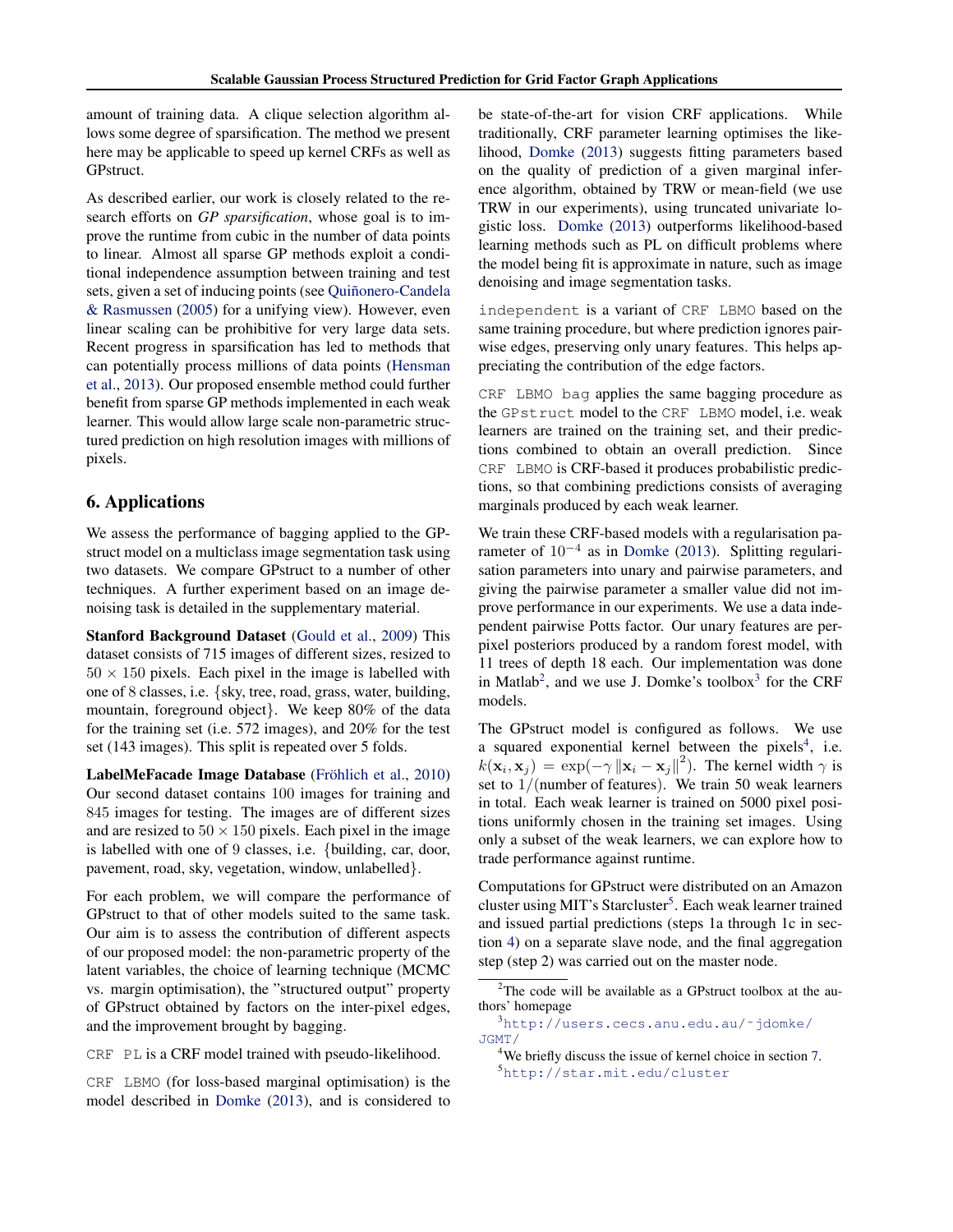amount of training data. A clique selection algorithm allows some degree of sparsification. The method we present here may be applicable to speed up kernel CRFs as well as GPstruct.

As described earlier, our work is closely related to the research efforts on *GP sparsification*, whose goal is to improve the runtime from cubic in the number of data points to linear. Almost all sparse GP methods exploit a conditional independence assumption between training and test sets, given a set of inducing points (see Quiñonero-Candela & Rasmussen (2005) for a unifying view). However, even linear scaling can be prohibitive for very large data sets. Recent progress in sparsification has led to methods that can potentially process millions of data points (Hensman et al., 2013). Our proposed ensemble method could further benefit from sparse GP methods implemented in each weak learner. This would allow large scale non-parametric structured prediction on high resolution images with millions of pixels.

## 6. Applications

We assess the performance of bagging applied to the GPstruct model on a multiclass image segmentation task using two datasets. We compare GPstruct to a number of other techniques. A further experiment based on an image denoising task is detailed in the supplementary material.

**Stanford Background Dataset** (Gould et al., 2009) This dataset consists of 715 images of different sizes, resized to $50 \times 150$ pixels. Each pixel in the image is labelled with one of 8 classes, i.e. {sky, tree, road, grass, water, building, mountain, foreground object}. We keep 80% of the data for the training set (i.e. 572 images), and 20% for the test set (143 images). This split is repeated over 5 folds.

**LabelMeFacade Image Database** (Fröhlich et al., 2010) Our second dataset contains 100 images for training and 845 images for testing. The images are of different sizes and are resized to $50 \times 150$ pixels. Each pixel in the image is labelled with one of 9 classes, i.e. {building, car, door, pavement, road, sky, vegetation, window, unlabelled}.

For each problem, we will compare the performance of GPstruct to that of other models suited to the same task. Our aim is to assess the contribution of different aspects of our proposed model: the non-parametric property of the latent variables, the choice of learning technique (MCMC vs. margin optimisation), the "structured output" property of GPstruct obtained by factors on the inter-pixel edges, and the improvement brought by bagging.

`CRF PL` is a CRF model trained with pseudo-likelihood.

`CRF LBMO` (for loss-based marginal optimisation) is the model described in Domke (2013), and is considered to be state-of-the-art for vision CRF applications. While traditionally, CRF parameter learning optimises the likelihood, Domke (2013) suggests fitting parameters based on the quality of prediction of a given marginal inference algorithm, obtained by TRW or mean-field (we use TRW in our experiments), using truncated univariate logistic loss. Domke (2013) outperforms likelihood-based learning methods such as PL on difficult problems where the model being fit is approximate in nature, such as image denoising and image segmentation tasks.

`independent` is a variant of `CRF LBMO` based on the same training procedure, but where prediction ignores pairwise edges, preserving only unary features. This helps appreciating the contribution of the edge factors.

`CRF LBMO bag` applies the same bagging procedure as the `GPstruct` model to the `CRF LBMO` model, i.e. weak learners are trained on the training set, and their predictions combined to obtain an overall prediction. Since `CRF LBMO` is CRF-based it produces probabilistic predictions, so that combining predictions consists of averaging marginals produced by each weak learner.

We train these CRF-based models with a regularisation parameter of $10^{-4}$ as in Domke (2013). Splitting regularisation parameters into unary and pairwise parameters, and giving the pairwise parameter a smaller value did not improve performance in our experiments. We use a data independent pairwise Potts factor. Our unary features are per-pixel posteriors produced by a random forest model, with 11 trees of depth 18 each. Our implementation was done in Matlab[2], and we use J. Domke's toolbox[3] for the CRF models.

The GPstruct model is configured as follows. We use a squared exponential kernel between the pixels[4], i.e. $k(\mathbf{x}_i, \mathbf{x}_j) = \exp(-\gamma \|\mathbf{x}_i - \mathbf{x}_j\|^2)$. The kernel width $\gamma$ is set to $1/(\text{number of features})$. We train 50 weak learners in total. Each weak learner is trained on 5000 pixel positions uniformly chosen in the training set images. Using only a subset of the weak learners, we can explore how to trade performance against runtime.

Computations for GPstruct were distributed on an Amazon cluster using MIT's Starcluster[5]. Each weak learner trained and issued partial predictions (steps 1a through 1c in section 4) on a separate slave node, and the final aggregation step (step 2) was carried out on the master node.

---

[2] The code will be available as a GPstruct toolbox at the authors' homepage

[3] `http://users.cecs.anu.edu.au/~jdomke/JGMT/`

[4] We briefly discuss the issue of kernel choice in section 7.

[5] `http://star.mit.edu/cluster`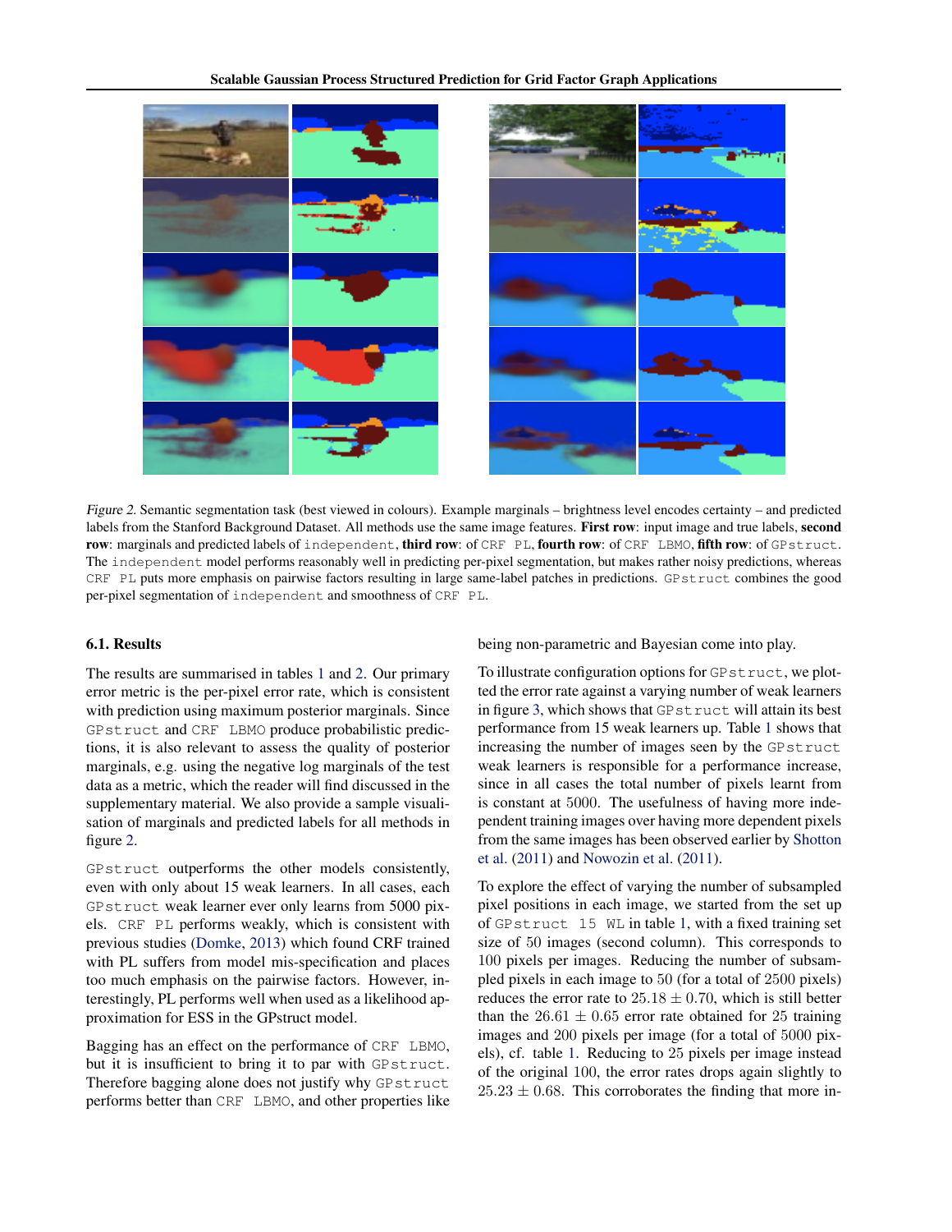*Figure 2.* Semantic segmentation task (best viewed in colours). Example marginals – brightness level encodes certainty – and predicted labels from the Stanford Background Dataset. All methods use the same image features. **First row**: input image and true labels, **second row**: marginals and predicted labels of `independent`, **third row**: of `CRF PL`, **fourth row**: of `CRF LBMO`, **fifth row**: of `GPstruct`. The `independent` model performs reasonably well in predicting per-pixel segmentation, but makes rather noisy predictions, whereas `CRF PL` puts more emphasis on pairwise factors resulting in large same-label patches in predictions. `GPstruct` combines the good per-pixel segmentation of `independent` and smoothness of `CRF PL`.

### 6.1. Results

The results are summarised in tables 1 and 2. Our primary error metric is the per-pixel error rate, which is consistent with prediction using maximum posterior marginals. Since `GPstruct` and `CRF LBMO` produce probabilistic predictions, it is also relevant to assess the quality of posterior marginals, e.g. using the negative log marginals of the test data as a metric, which the reader will find discussed in the supplementary material. We also provide a sample visualisation of marginals and predicted labels for all methods in figure 2.

`GPstruct` outperforms the other models consistently, even with only about 15 weak learners. In all cases, each `GPstruct` weak learner ever only learns from 5000 pixels. `CRF PL` performs weakly, which is consistent with previous studies (Domke, 2013) which found CRF trained with PL suffers from model mis-specification and places too much emphasis on the pairwise factors. However, interestingly, PL performs well when used as a likelihood approximation for ESS in the GPstruct model.

Bagging has an effect on the performance of `CRF LBMO`, but it is insufficient to bring it to par with `GPstruct`. Therefore bagging alone does not justify why `GPstruct` performs better than `CRF LBMO`, and other properties like being non-parametric and Bayesian come into play.

To illustrate configuration options for `GPstruct`, we plotted the error rate against a varying number of weak learners in figure 3, which shows that `GPstruct` will attain its best performance from 15 weak learners up. Table 1 shows that increasing the number of images seen by the `GPstruct` weak learners is responsible for a performance increase, since in all cases the total number of pixels learnt from is constant at 5000. The usefulness of having more independent training images over having more dependent pixels from the same images has been observed earlier by Shotton et al. (2011) and Nowozin et al. (2011).

To explore the effect of varying the number of subsampled pixel positions in each image, we started from the set up of `GPstruct 15 WL` in table 1, with a fixed training set size of 50 images (second column). This corresponds to 100 pixels per images. Reducing the number of subsampled pixels in each image to 50 (for a total of 2500 pixels) reduces the error rate to $25.18 \pm 0.70$, which is still better than the $26.61 \pm 0.65$ error rate obtained for 25 training images and 200 pixels per image (for a total of 5000 pixels), cf. table 1. Reducing to 25 pixels per image instead of the original 100, the error rates drops again slightly to $25.23 \pm 0.68$. This corroborates the finding that more in-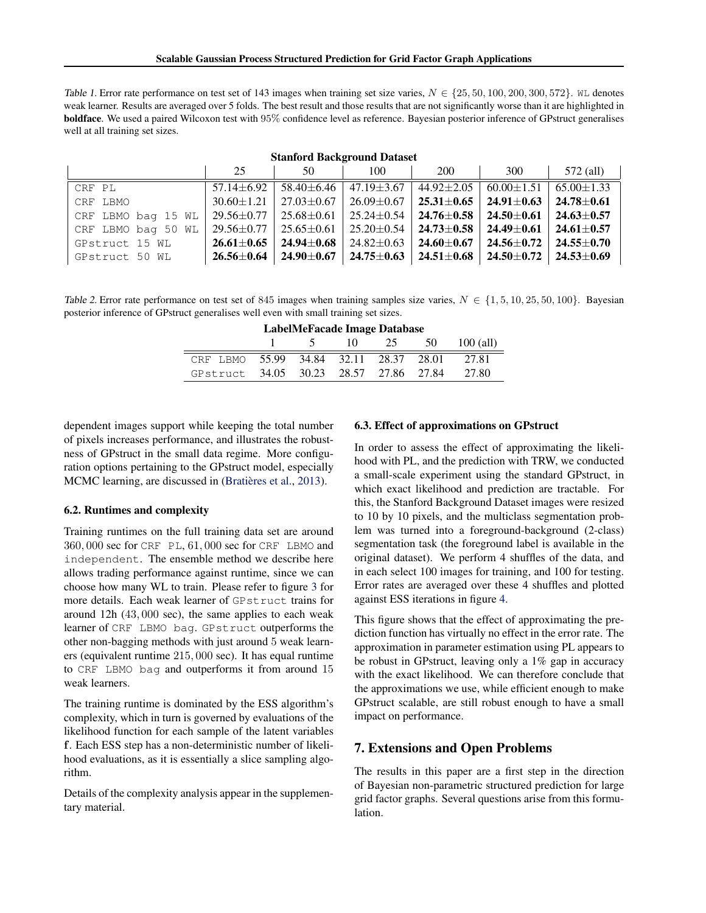*Table 1.* Error rate performance on test set of 143 images when training set size varies, $N \in \{25, 50, 100, 200, 300, 572\}$. WL denotes weak learner. Results are averaged over 5 folds. The best result and those results that are not significantly worse than it are highlighted in **boldface**. We used a paired Wilcoxon test with 95% confidence level as reference. Bayesian posterior inference of GPstruct generalises well at all training set sizes.

**Stanford Background Dataset**

| | 25 | 50 | 100 | 200 | 300 | 572 (all) |
|---|---|---|---|---|---|---|
| CRF PL | 57.14±6.92 | 58.40±6.46 | 47.19±3.67 | 44.92±2.05 | 60.00±1.51 | 65.00±1.33 |
| CRF LBMO | 30.60±1.21 | 27.03±0.67 | 26.09±0.67 | **25.31±0.65** | **24.91±0.63** | **24.78±0.61** |
| CRF LBMO bag 15 WL | 29.56±0.77 | 25.68±0.61 | 25.24±0.54 | **24.76±0.58** | **24.50±0.61** | **24.63±0.57** |
| CRF LBMO bag 50 WL | 29.56±0.77 | 25.65±0.61 | 25.20±0.54 | **24.73±0.58** | **24.49±0.61** | **24.61±0.57** |
| GPstruct 15 WL | **26.61±0.65** | **24.94±0.68** | 24.82±0.63 | **24.60±0.67** | **24.56±0.72** | **24.55±0.70** |
| GPstruct 50 WL | **26.56±0.64** | **24.90±0.67** | **24.75±0.63** | **24.51±0.68** | **24.50±0.72** | **24.53±0.69** |

*Table 2.* Error rate performance on test set of 845 images when training samples size varies, $N \in \{1, 5, 10, 25, 50, 100\}$. Bayesian posterior inference of GPstruct generalises well even with small training set sizes.

**LabelMeFacade Image Database**

| | 1 | 5 | 10 | 25 | 50 | 100 (all) |
|---|---|---|---|---|---|---|
| CRF LBMO | 55.99 | 34.84 | 32.11 | 28.37 | 28.01 | 27.81 |
| GPstruct | 34.05 | 30.23 | 28.57 | 27.86 | 27.84 | 27.80 |

dependent images support while keeping the total number of pixels increases performance, and illustrates the robustness of GPstruct in the small data regime. More configuration options pertaining to the GPstruct model, especially MCMC learning, are discussed in (Bratières et al., 2013).

### 6.2. Runtimes and complexity

Training runtimes on the full training data set are around 360,000 sec for CRF PL, 61,000 sec for CRF LBMO and independent. The ensemble method we describe here allows trading performance against runtime, since we can choose how many WL to train. Please refer to figure 3 for more details. Each weak learner of GPstruct trains for around 12h (43,000 sec), the same applies to each weak learner of CRF LBMO bag. GPstruct outperforms the other non-bagging methods with just around 5 weak learners (equivalent runtime 215,000 sec). It has equal runtime to CRF LBMO bag and outperforms it from around 15 weak learners.

The training runtime is dominated by the ESS algorithm's complexity, which in turn is governed by evaluations of the likelihood function for each sample of the latent variables $\mathbf{f}$. Each ESS step has a non-deterministic number of likelihood evaluations, as it is essentially a slice sampling algorithm.

Details of the complexity analysis appear in the supplementary material.

### 6.3. Effect of approximations on GPstruct

In order to assess the effect of approximating the likelihood with PL, and the prediction with TRW, we conducted a small-scale experiment using the standard GPstruct, in which exact likelihood and prediction are tractable. For this, the Stanford Background Dataset images were resized to 10 by 10 pixels, and the multiclass segmentation problem was turned into a foreground-background (2-class) segmentation task (the foreground label is available in the original dataset). We perform 4 shuffles of the data, and in each select 100 images for training, and 100 for testing. Error rates are averaged over these 4 shuffles and plotted against ESS iterations in figure 4.

This figure shows that the effect of approximating the prediction function has virtually no effect in the error rate. The approximation in parameter estimation using PL appears to be robust in GPstruct, leaving only a 1% gap in accuracy with the exact likelihood. We can therefore conclude that the approximations we use, while efficient enough to make GPstruct scalable, are still robust enough to have a small impact on performance.

## 7. Extensions and Open Problems

The results in this paper are a first step in the direction of Bayesian non-parametric structured prediction for large grid factor graphs. Several questions arise from this formulation.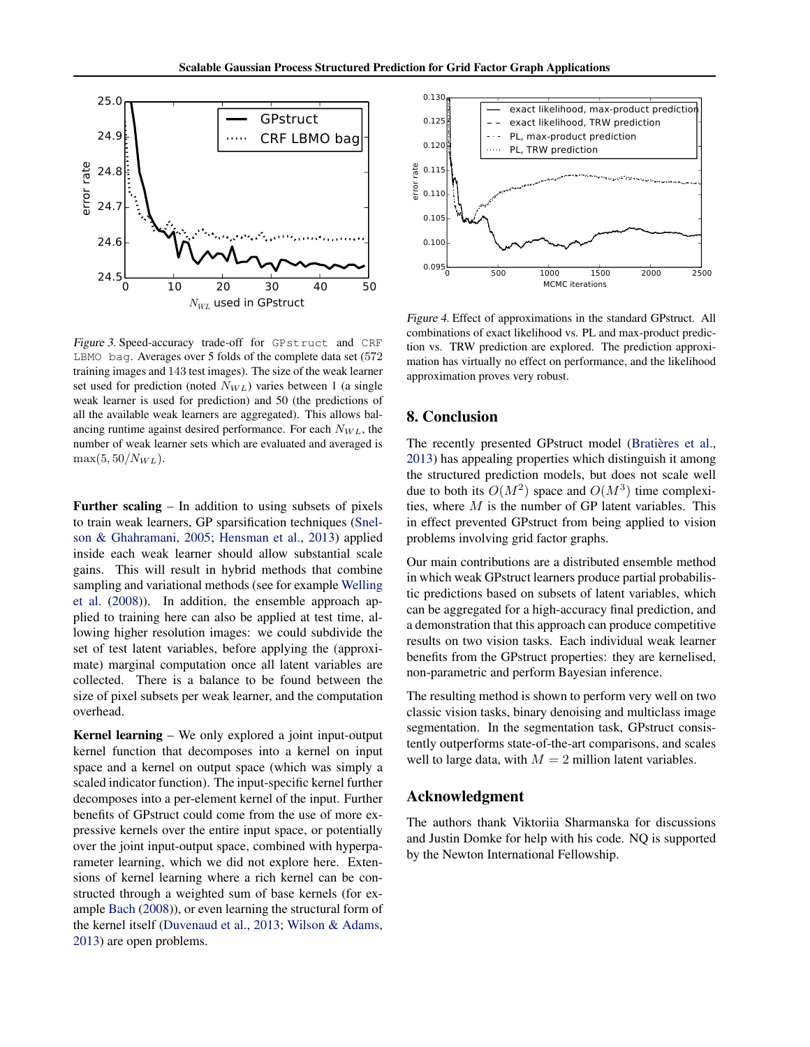Figure 3. Speed-accuracy trade-off for `GPstruct` and `CRF LBMO bag`. Averages over 5 folds of the complete data set (572 training images and 143 test images). The size of the weak learner set used for prediction (noted $N_{WL}$) varies between 1 (a single weak learner is used for prediction) and 50 (the predictions of all the available weak learners are aggregated). This allows balancing runtime against desired performance. For each $N_{WL}$, the number of weak learner sets which are evaluated and averaged is $\max(5, 50/N_{WL})$.

Figure 4. Effect of approximations in the standard GPstruct. All combinations of exact likelihood vs. PL and max-product prediction vs. TRW prediction are explored. The prediction approximation has virtually no effect on performance, and the likelihood approximation proves very robust.

**Further scaling** – In addition to using subsets of pixels to train weak learners, GP sparsification techniques (Snelson & Ghahramani, 2005; Hensman et al., 2013) applied inside each weak learner should allow substantial scale gains. This will result in hybrid methods that combine sampling and variational methods (see for example Welling et al. (2008)). In addition, the ensemble approach applied to training here can also be applied at test time, allowing higher resolution images: we could subdivide the set of test latent variables, before applying the (approximate) marginal computation once all latent variables are collected. There is a balance to be found between the size of pixel subsets per weak learner, and the computation overhead.

**Kernel learning** – We only explored a joint input-output kernel function that decomposes into a kernel on input space and a kernel on output space (which was simply a scaled indicator function). The input-specific kernel further decomposes into a per-element kernel of the input. Further benefits of GPstruct could come from the use of more expressive kernels over the entire input space, or potentially over the joint input-output space, combined with hyperparameter learning, which we did not explore here. Extensions of kernel learning where a rich kernel can be constructed through a weighted sum of base kernels (for example Bach (2008)), or even learning the structural form of the kernel itself (Duvenaud et al., 2013; Wilson & Adams, 2013) are open problems.

## 8. Conclusion

The recently presented GPstruct model (Bratières et al., 2013) has appealing properties which distinguish it among the structured prediction models, but does not scale well due to both its $O(M^2)$ space and $O(M^3)$ time complexities, where $M$ is the number of GP latent variables. This in effect prevented GPstruct from being applied to vision problems involving grid factor graphs.

Our main contributions are a distributed ensemble method in which weak GPstruct learners produce partial probabilistic predictions based on subsets of latent variables, which can be aggregated for a high-accuracy final prediction, and a demonstration that this approach can produce competitive results on two vision tasks. Each individual weak learner benefits from the GPstruct properties: they are kernelised, non-parametric and perform Bayesian inference.

The resulting method is shown to perform very well on two classic vision tasks, binary denoising and multiclass image segmentation. In the segmentation task, GPstruct consistently outperforms state-of-the-art comparisons, and scales well to large data, with $M = 2$ million latent variables.

## Acknowledgment

The authors thank Viktoriia Sharmanska for discussions and Justin Domke for help with his code. NQ is supported by the Newton International Fellowship.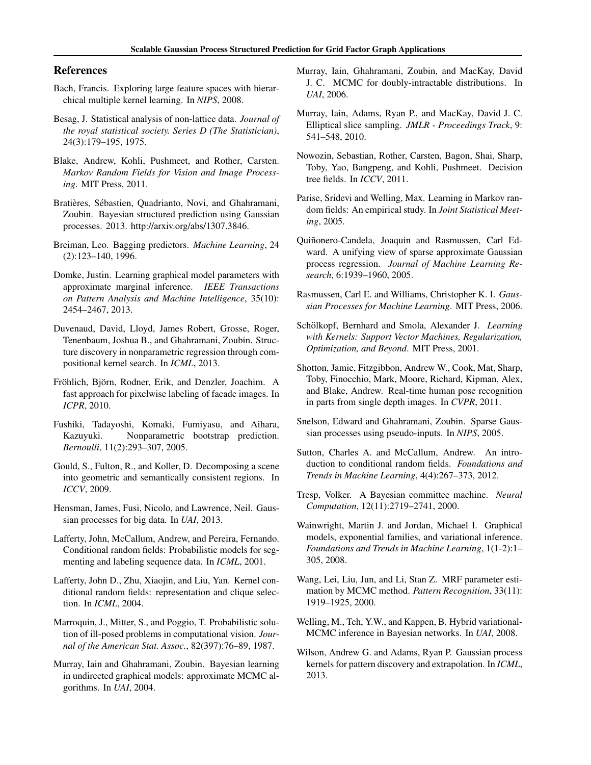## References

Bach, Francis. Exploring large feature spaces with hierarchical multiple kernel learning. In *NIPS*, 2008.

Besag, J. Statistical analysis of non-lattice data. *Journal of the royal statistical society. Series D (The Statistician)*, 24(3):179–195, 1975.

Blake, Andrew, Kohli, Pushmeet, and Rother, Carsten. *Markov Random Fields for Vision and Image Processing*. MIT Press, 2011.

Bratières, Sébastien, Quadrianto, Novi, and Ghahramani, Zoubin. Bayesian structured prediction using Gaussian processes. 2013. http://arxiv.org/abs/1307.3846.

Breiman, Leo. Bagging predictors. *Machine Learning*, 24 (2):123–140, 1996.

Domke, Justin. Learning graphical model parameters with approximate marginal inference. *IEEE Transactions on Pattern Analysis and Machine Intelligence*, 35(10): 2454–2467, 2013.

Duvenaud, David, Lloyd, James Robert, Grosse, Roger, Tenenbaum, Joshua B., and Ghahramani, Zoubin. Structure discovery in nonparametric regression through compositional kernel search. In *ICML*, 2013.

Fröhlich, Björn, Rodner, Erik, and Denzler, Joachim. A fast approach for pixelwise labeling of facade images. In *ICPR*, 2010.

Fushiki, Tadayoshi, Komaki, Fumiyasu, and Aihara, Kazuyuki. Nonparametric bootstrap prediction. *Bernoulli*, 11(2):293–307, 2005.

Gould, S., Fulton, R., and Koller, D. Decomposing a scene into geometric and semantically consistent regions. In *ICCV*, 2009.

Hensman, James, Fusi, Nicolo, and Lawrence, Neil. Gaussian processes for big data. In *UAI*, 2013.

Lafferty, John, McCallum, Andrew, and Pereira, Fernando. Conditional random fields: Probabilistic models for segmenting and labeling sequence data. In *ICML*, 2001.

Lafferty, John D., Zhu, Xiaojin, and Liu, Yan. Kernel conditional random fields: representation and clique selection. In *ICML*, 2004.

Marroquin, J., Mitter, S., and Poggio, T. Probabilistic solution of ill-posed problems in computational vision. *Journal of the American Stat. Assoc.*, 82(397):76–89, 1987.

Murray, Iain and Ghahramani, Zoubin. Bayesian learning in undirected graphical models: approximate MCMC algorithms. In *UAI*, 2004.

Murray, Iain, Ghahramani, Zoubin, and MacKay, David J. C. MCMC for doubly-intractable distributions. In *UAI*, 2006.

Murray, Iain, Adams, Ryan P., and MacKay, David J. C. Elliptical slice sampling. *JMLR - Proceedings Track*, 9: 541–548, 2010.

Nowozin, Sebastian, Rother, Carsten, Bagon, Shai, Sharp, Toby, Yao, Bangpeng, and Kohli, Pushmeet. Decision tree fields. In *ICCV*, 2011.

Parise, Sridevi and Welling, Max. Learning in Markov random fields: An empirical study. In *Joint Statistical Meeting*, 2005.

Quiñonero-Candela, Joaquin and Rasmussen, Carl Edward. A unifying view of sparse approximate Gaussian process regression. *Journal of Machine Learning Research*, 6:1939–1960, 2005.

Rasmussen, Carl E. and Williams, Christopher K. I. *Gaussian Processes for Machine Learning*. MIT Press, 2006.

Schölkopf, Bernhard and Smola, Alexander J. *Learning with Kernels: Support Vector Machines, Regularization, Optimization, and Beyond*. MIT Press, 2001.

Shotton, Jamie, Fitzgibbon, Andrew W., Cook, Mat, Sharp, Toby, Finocchio, Mark, Moore, Richard, Kipman, Alex, and Blake, Andrew. Real-time human pose recognition in parts from single depth images. In *CVPR*, 2011.

Snelson, Edward and Ghahramani, Zoubin. Sparse Gaussian processes using pseudo-inputs. In *NIPS*, 2005.

Sutton, Charles A. and McCallum, Andrew. An introduction to conditional random fields. *Foundations and Trends in Machine Learning*, 4(4):267–373, 2012.

Tresp, Volker. A Bayesian committee machine. *Neural Computation*, 12(11):2719–2741, 2000.

Wainwright, Martin J. and Jordan, Michael I. Graphical models, exponential families, and variational inference. *Foundations and Trends in Machine Learning*, 1(1-2):1–305, 2008.

Wang, Lei, Liu, Jun, and Li, Stan Z. MRF parameter estimation by MCMC method. *Pattern Recognition*, 33(11): 1919–1925, 2000.

Welling, M., Teh, Y.W., and Kappen, B. Hybrid variational-MCMC inference in Bayesian networks. In *UAI*, 2008.

Wilson, Andrew G. and Adams, Ryan P. Gaussian process kernels for pattern discovery and extrapolation. In *ICML*, 2013.